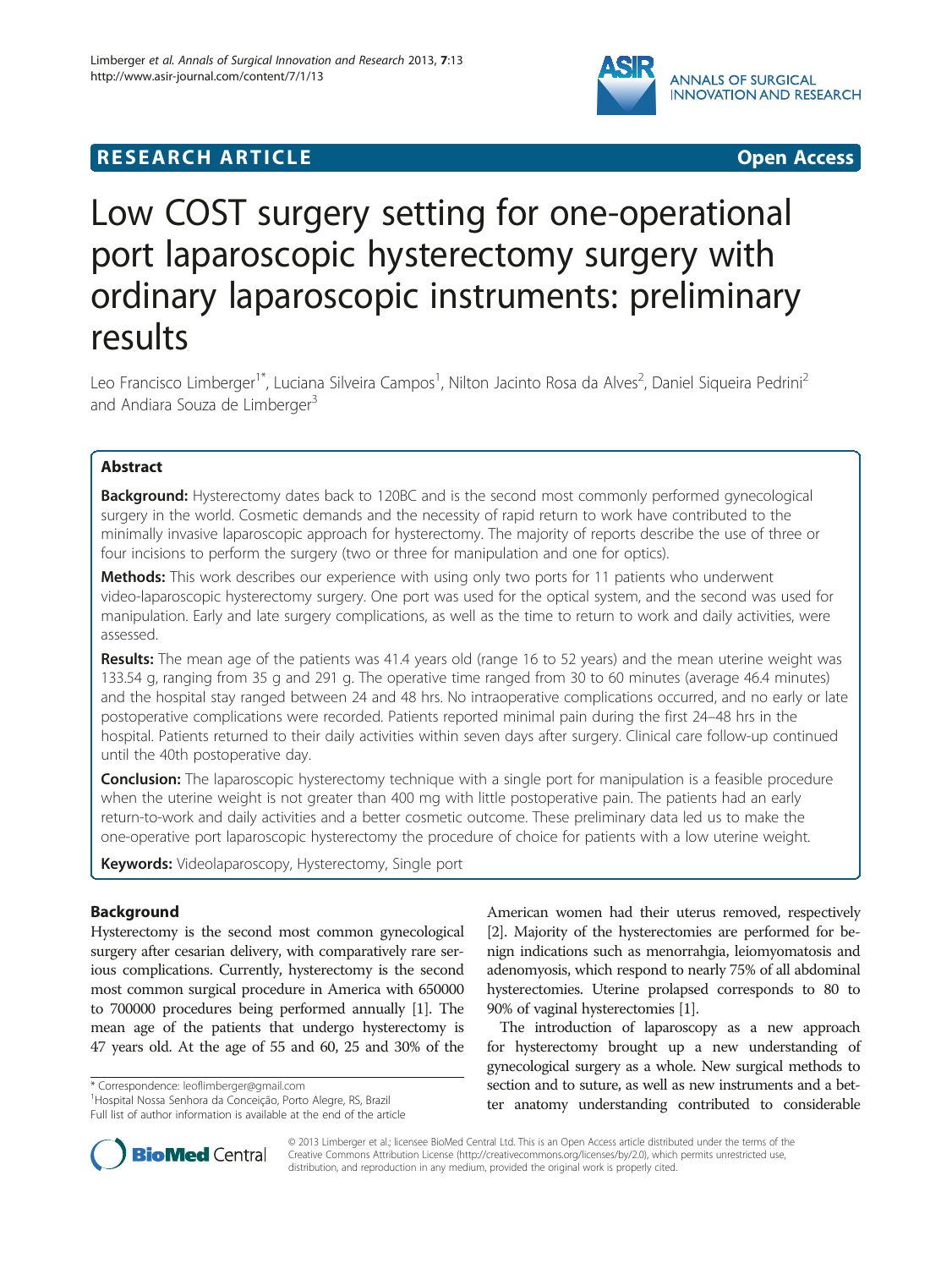**RESEARCH ARTICLE** **Open Access**

# Low COST surgery setting for one-operational port laparoscopic hysterectomy surgery with ordinary laparoscopic instruments: preliminary results

Leo Francisco Limberger[1*], Luciana Silveira Campos[1], Nilton Jacinto Rosa da Alves[2], Daniel Siqueira Pedrini[2] and Andiara Souza de Limberger[3]

## Abstract

**Background:** Hysterectomy dates back to 120BC and is the second most commonly performed gynecological surgery in the world. Cosmetic demands and the necessity of rapid return to work have contributed to the minimally invasive laparoscopic approach for hysterectomy. The majority of reports describe the use of three or four incisions to perform the surgery (two or three for manipulation and one for optics).

**Methods:** This work describes our experience with using only two ports for 11 patients who underwent video-laparoscopic hysterectomy surgery. One port was used for the optical system, and the second was used for manipulation. Early and late surgery complications, as well as the time to return to work and daily activities, were assessed.

**Results:** The mean age of the patients was 41.4 years old (range 16 to 52 years) and the mean uterine weight was 133.54 g, ranging from 35 g and 291 g. The operative time ranged from 30 to 60 minutes (average 46.4 minutes) and the hospital stay ranged between 24 and 48 hrs. No intraoperative complications occurred, and no early or late postoperative complications were recorded. Patients reported minimal pain during the first 24–48 hrs in the hospital. Patients returned to their daily activities within seven days after surgery. Clinical care follow-up continued until the 40th postoperative day.

**Conclusion:** The laparoscopic hysterectomy technique with a single port for manipulation is a feasible procedure when the uterine weight is not greater than 400 mg with little postoperative pain. The patients had an early return-to-work and daily activities and a better cosmetic outcome. These preliminary data led us to make the one-operative port laparoscopic hysterectomy the procedure of choice for patients with a low uterine weight.

**Keywords:** Videolaparoscopy, Hysterectomy, Single port

## Background

Hysterectomy is the second most common gynecological surgery after cesarian delivery, with comparatively rare serious complications. Currently, hysterectomy is the second most common surgical procedure in America with 650000 to 700000 procedures being performed annually [1]. The mean age of the patients that undergo hysterectomy is 47 years old. At the age of 55 and 60, 25 and 30% of the American women had their uterus removed, respectively [2]. Majority of the hysterectomies are performed for benign indications such as menorrahgia, leiomyomatosis and adenomyosis, which respond to nearly 75% of all abdominal hysterectomies. Uterine prolapsed corresponds to 80 to 90% of vaginal hysterectomies [1].

The introduction of laparoscopy as a new approach for hysterectomy brought up a new understanding of gynecological surgery as a whole. New surgical methods to section and to suture, as well as new instruments and a better anatomy understanding contributed to considerable

\* Correspondence: leoflimberger@gmail.com
[1]Hospital Nossa Senhora da Conceição, Porto Alegre, RS, Brazil
Full list of author information is available at the end of the article

© 2013 Limberger et al.; licensee BioMed Central Ltd. This is an Open Access article distributed under the terms of the Creative Commons Attribution License (http://creativecommons.org/licenses/by/2.0), which permits unrestricted use, distribution, and reproduction in any medium, provided the original work is properly cited.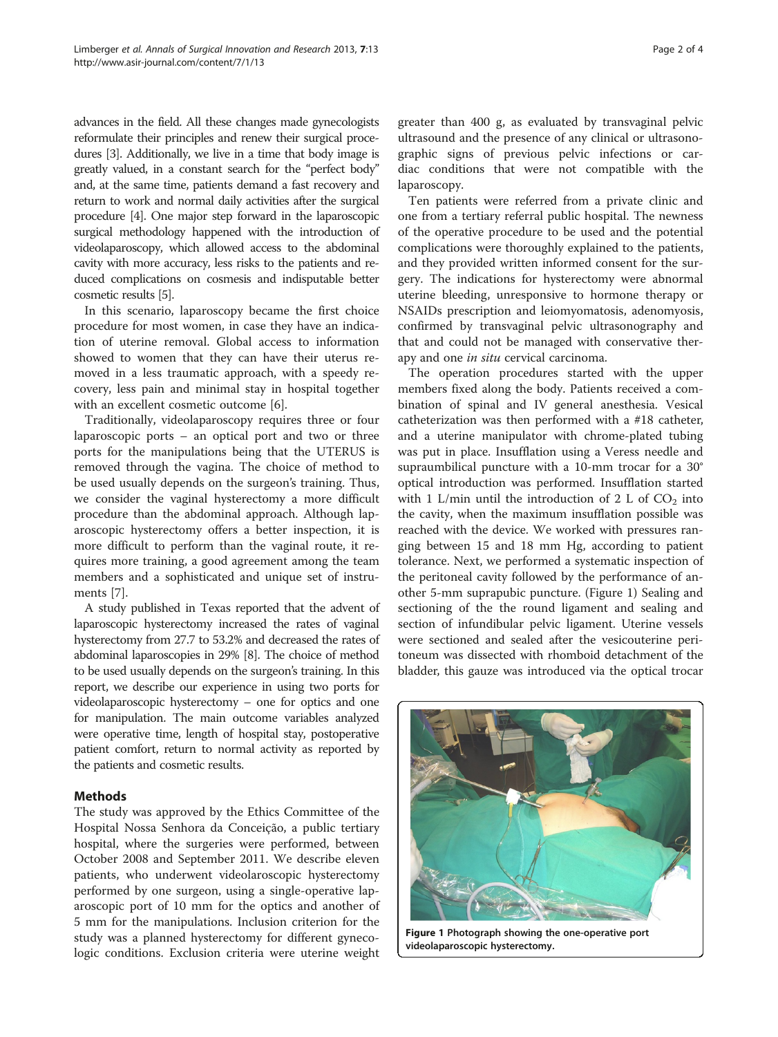advances in the field. All these changes made gynecologists reformulate their principles and renew their surgical procedures [3]. Additionally, we live in a time that body image is greatly valued, in a constant search for the "perfect body" and, at the same time, patients demand a fast recovery and return to work and normal daily activities after the surgical procedure [4]. One major step forward in the laparoscopic surgical methodology happened with the introduction of videolaparoscopy, which allowed access to the abdominal cavity with more accuracy, less risks to the patients and reduced complications on cosmesis and indisputable better cosmetic results [5].

In this scenario, laparoscopy became the first choice procedure for most women, in case they have an indication of uterine removal. Global access to information showed to women that they can have their uterus removed in a less traumatic approach, with a speedy recovery, less pain and minimal stay in hospital together with an excellent cosmetic outcome [6].

Traditionally, videolaparoscopy requires three or four laparoscopic ports – an optical port and two or three ports for the manipulations being that the UTERUS is removed through the vagina. The choice of method to be used usually depends on the surgeon's training. Thus, we consider the vaginal hysterectomy a more difficult procedure than the abdominal approach. Although laparoscopic hysterectomy offers a better inspection, it is more difficult to perform than the vaginal route, it requires more training, a good agreement among the team members and a sophisticated and unique set of instruments [7].

A study published in Texas reported that the advent of laparoscopic hysterectomy increased the rates of vaginal hysterectomy from 27.7 to 53.2% and decreased the rates of abdominal laparoscopies in 29% [8]. The choice of method to be used usually depends on the surgeon's training. In this report, we describe our experience in using two ports for videolaparoscopic hysterectomy – one for optics and one for manipulation. The main outcome variables analyzed were operative time, length of hospital stay, postoperative patient comfort, return to normal activity as reported by the patients and cosmetic results.

## Methods

The study was approved by the Ethics Committee of the Hospital Nossa Senhora da Conceição, a public tertiary hospital, where the surgeries were performed, between October 2008 and September 2011. We describe eleven patients, who underwent videolaroscopic hysterectomy performed by one surgeon, using a single-operative laparoscopic port of 10 mm for the optics and another of 5 mm for the manipulations. Inclusion criterion for the study was a planned hysterectomy for different gynecologic conditions. Exclusion criteria were uterine weight greater than 400 g, as evaluated by transvaginal pelvic ultrasound and the presence of any clinical or ultrasonographic signs of previous pelvic infections or cardiac conditions that were not compatible with the laparoscopy.

Ten patients were referred from a private clinic and one from a tertiary referral public hospital. The newness of the operative procedure to be used and the potential complications were thoroughly explained to the patients, and they provided written informed consent for the surgery. The indications for hysterectomy were abnormal uterine bleeding, unresponsive to hormone therapy or NSAIDs prescription and leiomyomatosis, adenomyosis, confirmed by transvaginal pelvic ultrasonography and that and could not be managed with conservative therapy and one *in situ* cervical carcinoma.

The operation procedures started with the upper members fixed along the body. Patients received a combination of spinal and IV general anesthesia. Vesical catheterization was then performed with a #18 catheter, and a uterine manipulator with chrome-plated tubing was put in place. Insufflation using a Veress needle and supraumbilical puncture with a 10-mm trocar for a 30° optical introduction was performed. Insufflation started with 1 L/min until the introduction of 2 L of $CO_2$ into the cavity, when the maximum insufflation possible was reached with the device. We worked with pressures ranging between 15 and 18 mm Hg, according to patient tolerance. Next, we performed a systematic inspection of the peritoneal cavity followed by the performance of another 5-mm suprapubic puncture. (Figure 1) Sealing and sectioning of the the round ligament and sealing and section of infundibular pelvic ligament. Uterine vessels were sectioned and sealed after the vesicouterine peritoneum was dissected with rhomboid detachment of the bladder, this gauze was introduced via the optical trocar

**Figure 1 Photograph showing the one-operative port videolaparoscopic hysterectomy.**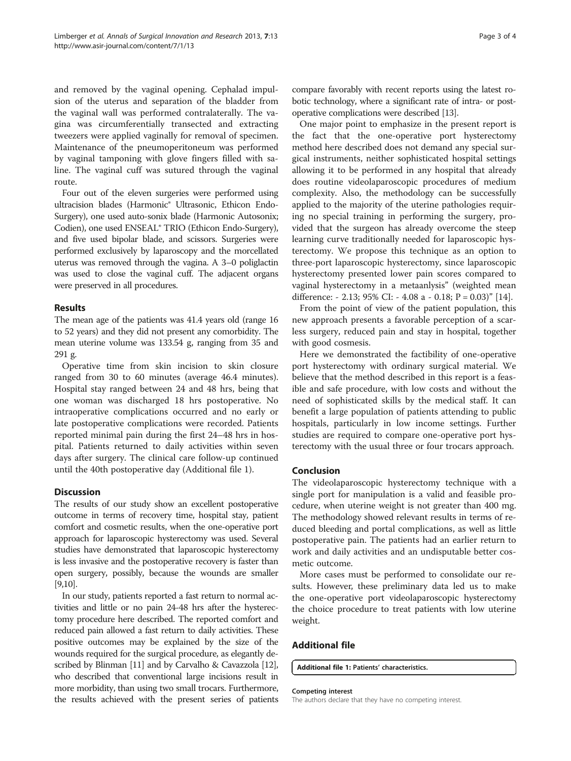and removed by the vaginal opening. Cephalad impulsion of the uterus and separation of the bladder from the vaginal wall was performed contralaterally. The vagina was circumferentially transected and extracting tweezers were applied vaginally for removal of specimen. Maintenance of the pneumoperitoneum was performed by vaginal tamponing with glove fingers filled with saline. The vaginal cuff was sutured through the vaginal route.

Four out of the eleven surgeries were performed using ultracision blades (Harmonic® Ultrasonic, Ethicon Endo-Surgery), one used auto-sonix blade (Harmonic Autosonix; Codien), one used ENSEAL® TRIO (Ethicon Endo-Surgery), and five used bipolar blade, and scissors. Surgeries were performed exclusively by laparoscopy and the morcellated uterus was removed through the vagina. A 3–0 poliglactin was used to close the vaginal cuff. The adjacent organs were preserved in all procedures.

## Results

The mean age of the patients was 41.4 years old (range 16 to 52 years) and they did not present any comorbidity. The mean uterine volume was 133.54 g, ranging from 35 and 291 g.

Operative time from skin incision to skin closure ranged from 30 to 60 minutes (average 46.4 minutes). Hospital stay ranged between 24 and 48 hrs, being that one woman was discharged 18 hrs postoperative. No intraoperative complications occurred and no early or late postoperative complications were recorded. Patients reported minimal pain during the first 24–48 hrs in hospital. Patients returned to daily activities within seven days after surgery. The clinical care follow-up continued until the 40th postoperative day (Additional file 1).

## Discussion

The results of our study show an excellent postoperative outcome in terms of recovery time, hospital stay, patient comfort and cosmetic results, when the one-operative port approach for laparoscopic hysterectomy was used. Several studies have demonstrated that laparoscopic hysterectomy is less invasive and the postoperative recovery is faster than open surgery, possibly, because the wounds are smaller [9,10].

In our study, patients reported a fast return to normal activities and little or no pain 24-48 hrs after the hysterectomy procedure here described. The reported comfort and reduced pain allowed a fast return to daily activities. These positive outcomes may be explained by the size of the wounds required for the surgical procedure, as elegantly described by Blinman [11] and by Carvalho & Cavazzola [12], who described that conventional large incisions result in more morbidity, than using two small trocars. Furthermore, the results achieved with the present series of patients compare favorably with recent reports using the latest robotic technology, where a significant rate of intra- or postoperative complications were described [13].

One major point to emphasize in the present report is the fact that the one-operative port hysterectomy method here described does not demand any special surgical instruments, neither sophisticated hospital settings allowing it to be performed in any hospital that already does routine videolaparoscopic procedures of medium complexity. Also, the methodology can be successfully applied to the majority of the uterine pathologies requiring no special training in performing the surgery, provided that the surgeon has already overcome the steep learning curve traditionally needed for laparoscopic hysterectomy. We propose this technique as an option to three-port laparoscopic hysterectomy, since laparoscopic hysterectomy presented lower pain scores compared to vaginal hysterectomy in a metaanlysis" (weighted mean difference: - 2.13; 95% CI: - 4.08 a - 0.18; P = 0.03)" [14].

From the point of view of the patient population, this new approach presents a favorable perception of a scarless surgery, reduced pain and stay in hospital, together with good cosmesis.

Here we demonstrated the factibility of one-operative port hysterectomy with ordinary surgical material. We believe that the method described in this report is a feasible and safe procedure, with low costs and without the need of sophisticated skills by the medical staff. It can benefit a large population of patients attending to public hospitals, particularly in low income settings. Further studies are required to compare one-operative port hysterectomy with the usual three or four trocars approach.

## Conclusion

The videolaparoscopic hysterectomy technique with a single port for manipulation is a valid and feasible procedure, when uterine weight is not greater than 400 mg. The methodology showed relevant results in terms of reduced bleeding and portal complications, as well as little postoperative pain. The patients had an earlier return to work and daily activities and an undisputable better cosmetic outcome.

More cases must be performed to consolidate our results. However, these preliminary data led us to make the one-operative port videolaparoscopic hysterectomy the choice procedure to treat patients with low uterine weight.

## Additional file

**Additional file 1: Patients' characteristics.**

#### Competing interest

The authors declare that they have no competing interest.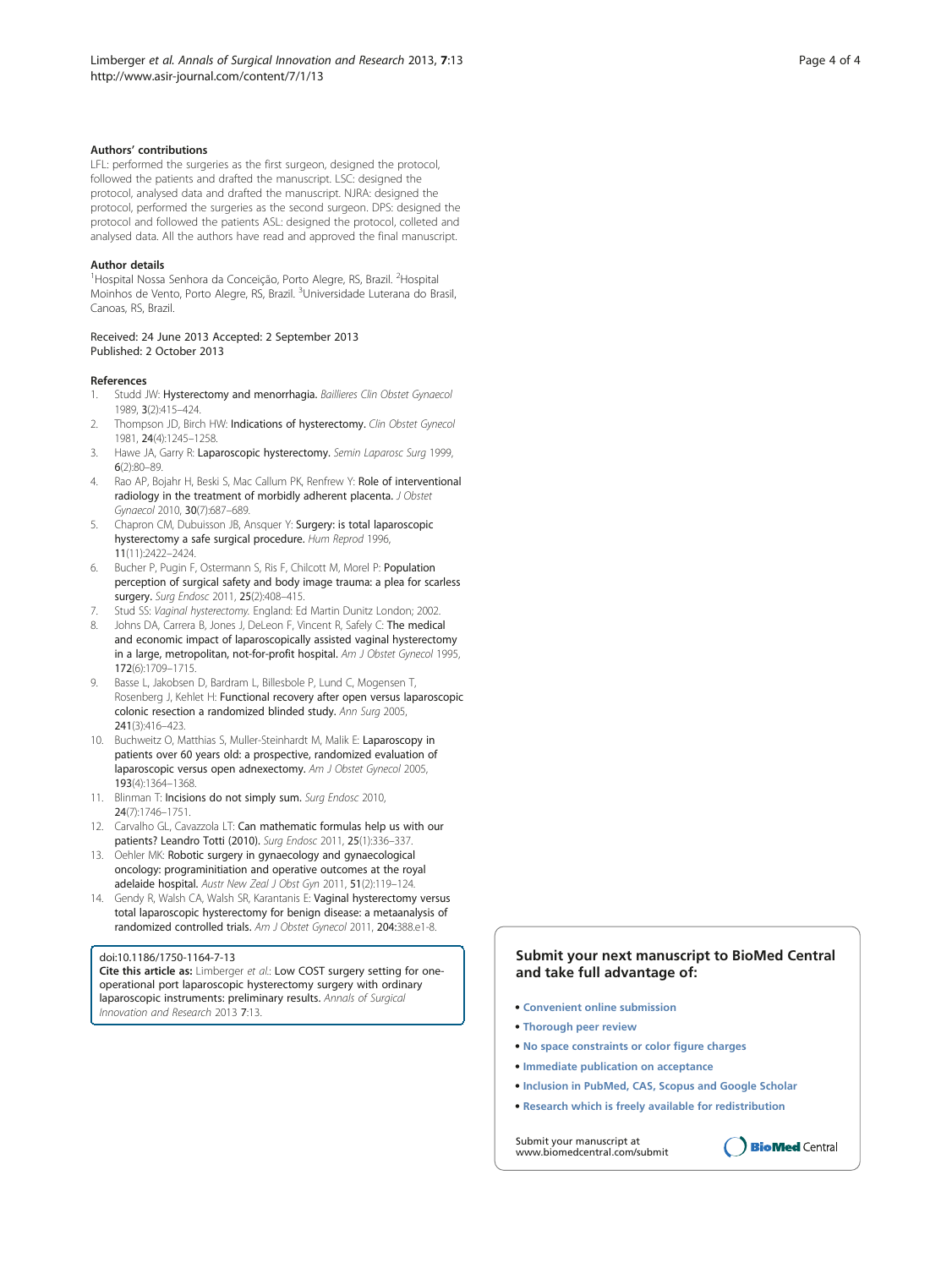### Authors' contributions

LFL: performed the surgeries as the first surgeon, designed the protocol, followed the patients and drafted the manuscript. LSC: designed the protocol, analysed data and drafted the manuscript. NJRA: designed the protocol, performed the surgeries as the second surgeon. DPS: designed the protocol and followed the patients ASL: designed the protocol, colleted and analysed data. All the authors have read and approved the final manuscript.

### Author details

[1]Hospital Nossa Senhora da Conceição, Porto Alegre, RS, Brazil. [2]Hospital Moinhos de Vento, Porto Alegre, RS, Brazil. [3]Universidade Luterana do Brasil, Canoas, RS, Brazil.

Received: 24 June 2013 Accepted: 2 September 2013
Published: 2 October 2013

### References

1. Studd JW: **Hysterectomy and menorrhagia.** *Baillieres Clin Obstet Gynaecol* 1989, **3**(2):415–424.
2. Thompson JD, Birch HW: **Indications of hysterectomy.** *Clin Obstet Gynecol* 1981, **24**(4):1245–1258.
3. Hawe JA, Garry R: **Laparoscopic hysterectomy.** *Semin Laparosc Surg* 1999, **6**(2):80–89.
4. Rao AP, Bojahr H, Beski S, Mac Callum PK, Renfrew Y: **Role of interventional radiology in the treatment of morbidly adherent placenta.** *J Obstet Gynaecol* 2010, **30**(7):687–689.
5. Chapron CM, Dubuisson JB, Ansquer Y: **Surgery: is total laparoscopic hysterectomy a safe surgical procedure.** *Hum Reprod* 1996, **11**(11):2422–2424.
6. Bucher P, Pugin F, Ostermann S, Ris F, Chilcott M, Morel P: **Population perception of surgical safety and body image trauma: a plea for scarless surgery.** *Surg Endosc* 2011, **25**(2):408–415.
7. Stud SS: *Vaginal hysterectomy.* England: Ed Martin Dunitz London; 2002.
8. Johns DA, Carrera B, Jones J, DeLeon F, Vincent R, Safely C: **The medical and economic impact of laparoscopically assisted vaginal hysterectomy in a large, metropolitan, not-for-profit hospital.** *Am J Obstet Gynecol* 1995, **172**(6):1709–1715.
9. Basse L, Jakobsen D, Bardram L, Billesbole P, Lund C, Mogensen T, Rosenberg J, Kehlet H: **Functional recovery after open versus laparoscopic colonic resection a randomized blinded study.** *Ann Surg* 2005, **241**(3):416–423.
10. Buchweitz O, Matthias S, Muller-Steinhardt M, Malik E: **Laparoscopy in patients over 60 years old: a prospective, randomized evaluation of laparoscopic versus open adnexectomy.** *Am J Obstet Gynecol* 2005, **193**(4):1364–1368.
11. Blinman T: **Incisions do not simply sum.** *Surg Endosc* 2010, **24**(7):1746–1751.
12. Carvalho GL, Cavazzola LT: **Can mathematic formulas help us with our patients? Leandro Totti (2010).** *Surg Endosc* 2011, **25**(1):336–337.
13. Oehler MK: **Robotic surgery in gynaecology and gynaecological oncology: programinitiation and operative outcomes at the royal adelaide hospital.** *Austr New Zeal J Obst Gyn* 2011, **51**(2):119–124.
14. Gendy R, Walsh CA, Walsh SR, Karantanis E: **Vaginal hysterectomy versus total laparoscopic hysterectomy for benign disease: a metaanalysis of randomized controlled trials.** *Am J Obstet Gynecol* 2011, **204**:388.e1-8.

doi:10.1186/1750-1164-7-13
**Cite this article as:** Limberger *et al.*: Low COST surgery setting for one-operational port laparoscopic hysterectomy surgery with ordinary laparoscopic instruments: preliminary results. *Annals of Surgical Innovation and Research* 2013 **7**:13.

**Submit your next manuscript to BioMed Central and take full advantage of:**

- **Convenient online submission**
- **Thorough peer review**
- **No space constraints or color figure charges**
- **Immediate publication on acceptance**
- **Inclusion in PubMed, CAS, Scopus and Google Scholar**
- **Research which is freely available for redistribution**

Submit your manuscript at
www.biomedcentral.com/submit

BioMed Central